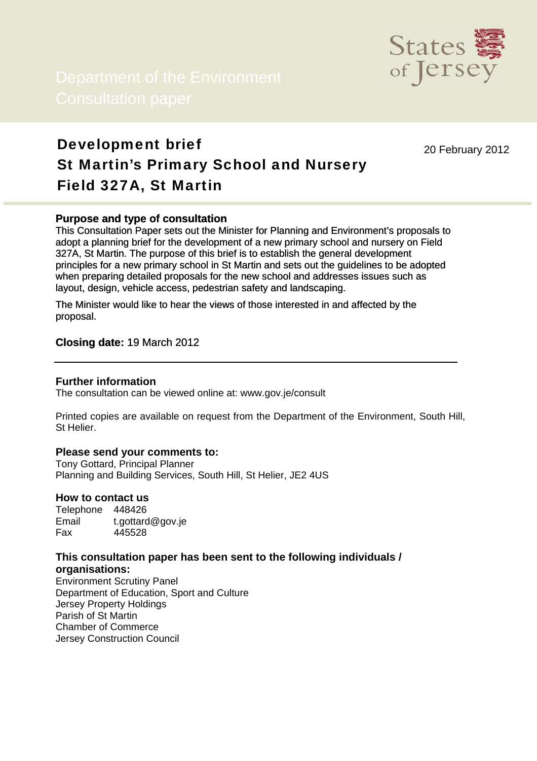Department of the Environment
Consultation paper

States of Jersey

# Development brief
# St Martin's Primary School and Nursery
# Field 327A, St Martin

20 February 2012

### Purpose and type of consultation

This Consultation Paper sets out the Minister for Planning and Environment's proposals to adopt a planning brief for the development of a new primary school and nursery on Field 327A, St Martin. The purpose of this brief is to establish the general development principles for a new primary school in St Martin and sets out the guidelines to be adopted when preparing detailed proposals for the new school and addresses issues such as layout, design, vehicle access, pedestrian safety and landscaping.

The Minister would like to hear the views of those interested in and affected by the proposal.

**Closing date:** 19 March 2012

---

### Further information

The consultation can be viewed online at: www.gov.je/consult

Printed copies are available on request from the Department of the Environment, South Hill, St Helier.

### Please send your comments to:

Tony Gottard, Principal Planner
Planning and Building Services, South Hill, St Helier, JE2 4US

### How to contact us

| | |
|---|---|
| Telephone | 448426 |
| Email | t.gottard@gov.je |
| Fax | 445528 |

### This consultation paper has been sent to the following individuals / organisations:

Environment Scrutiny Panel
Department of Education, Sport and Culture
Jersey Property Holdings
Parish of St Martin
Chamber of Commerce
Jersey Construction Council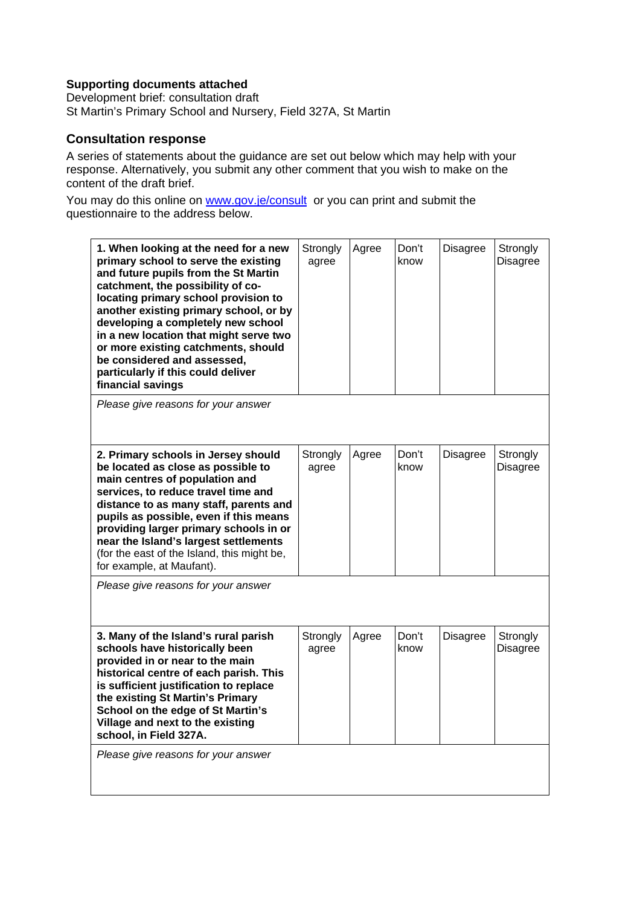**Supporting documents attached**
Development brief: consultation draft
St Martin's Primary School and Nursery, Field 327A, St Martin

## Consultation response

A series of statements about the guidance are set out below which may help with your response. Alternatively, you submit any other comment that you wish to make on the content of the draft brief.

You may do this online on [www.gov.je/consult](http://www.gov.je/consult) or you can print and submit the questionnaire to the address below.

| **1. When looking at the need for a new primary school to serve the existing and future pupils from the St Martin catchment, the possibility of co-locating primary school provision to another existing primary school, or by developing a completely new school in a new location that might serve two or more existing catchments, should be considered and assessed, particularly if this could deliver financial savings** | Strongly agree | Agree | Don't know | Disagree | Strongly Disagree |
|---|---|---|---|---|---|
| *Please give reasons for your answer* | | | | | |

| **2. Primary schools in Jersey should be located as close as possible to main centres of population and services, to reduce travel time and distance to as many staff, parents and pupils as possible, even if this means providing larger primary schools in or near the Island's largest settlements** (for the east of the Island, this might be, for example, at Maufant). | Strongly agree | Agree | Don't know | Disagree | Strongly Disagree |
|---|---|---|---|---|---|
| *Please give reasons for your answer* | | | | | |

| **3. Many of the Island's rural parish schools have historically been provided in or near to the main historical centre of each parish. This is sufficient justification to replace the existing St Martin's Primary School on the edge of St Martin's Village and next to the existing school, in Field 327A.** | Strongly agree | Agree | Don't know | Disagree | Strongly Disagree |
|---|---|---|---|---|---|
| *Please give reasons for your answer* | | | | | |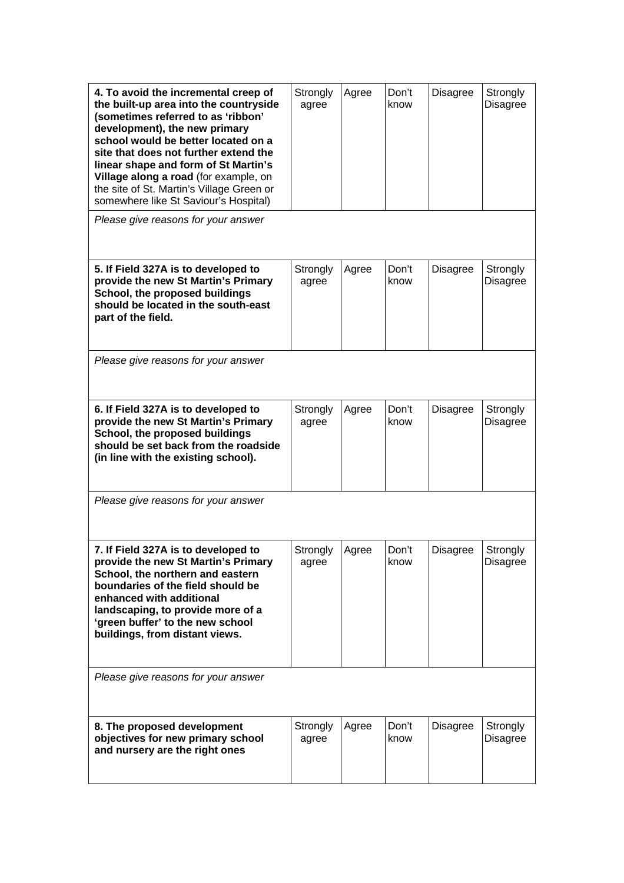| **4. To avoid the incremental creep of the built-up area into the countryside (sometimes referred to as 'ribbon' development), the new primary school would be better located on a site that does not further extend the linear shape and form of St Martin's Village along a road** (for example, on the site of St. Martin's Village Green or somewhere like St Saviour's Hospital) | Strongly agree | Agree | Don't know | Disagree | Strongly Disagree |
|---|---|---|---|---|---|
| *Please give reasons for your answer* | | | | | |
| **5. If Field 327A is to developed to provide the new St Martin's Primary School, the proposed buildings should be located in the south-east part of the field.** | Strongly agree | Agree | Don't know | Disagree | Strongly Disagree |
| *Please give reasons for your answer* | | | | | |
| **6. If Field 327A is to developed to provide the new St Martin's Primary School, the proposed buildings should be set back from the roadside (in line with the existing school).** | Strongly agree | Agree | Don't know | Disagree | Strongly Disagree |
| *Please give reasons for your answer* | | | | | |
| **7. If Field 327A is to developed to provide the new St Martin's Primary School, the northern and eastern boundaries of the field should be enhanced with additional landscaping, to provide more of a 'green buffer' to the new school buildings, from distant views.** | Strongly agree | Agree | Don't know | Disagree | Strongly Disagree |
| *Please give reasons for your answer* | | | | | |
| **8. The proposed development objectives for new primary school and nursery are the right ones** | Strongly agree | Agree | Don't know | Disagree | Strongly Disagree |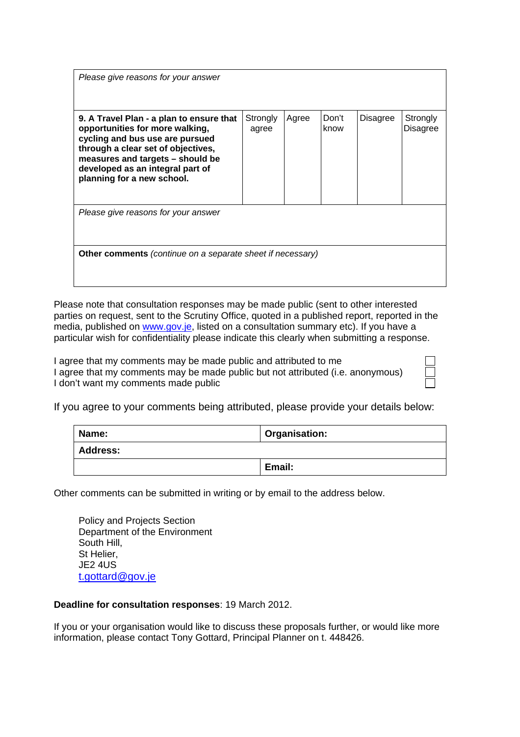| | | | | | |
|---|---|---|---|---|---|
| *Please give reasons for your answer* | | | | | |
| **9. A Travel Plan - a plan to ensure that opportunities for more walking, cycling and bus use are pursued through a clear set of objectives, measures and targets – should be developed as an integral part of planning for a new school.** | Strongly agree | Agree | Don't know | Disagree | Strongly Disagree |
| *Please give reasons for your answer* | | | | | |
| **Other comments** *(continue on a separate sheet if necessary)* | | | | | |

Please note that consultation responses may be made public (sent to other interested parties on request, sent to the Scrutiny Office, quoted in a published report, reported in the media, published on www.gov.je, listed on a consultation summary etc). If you have a particular wish for confidentiality please indicate this clearly when submitting a response.

I agree that my comments may be made public and attributed to me ☐
I agree that my comments may be made public but not attributed (i.e. anonymous) ☐
I don't want my comments made public ☐

If you agree to your comments being attributed, please provide your details below:

| | |
|---|---|
| **Name:** | **Organisation:** |
| **Address:** | |
| | **Email:** |

Other comments can be submitted in writing or by email to the address below.

Policy and Projects Section
Department of the Environment
South Hill,
St Helier,
JE2 4US
t.gottard@gov.je

**Deadline for consultation responses**: 19 March 2012.

If you or your organisation would like to discuss these proposals further, or would like more information, please contact Tony Gottard, Principal Planner on t. 448426.